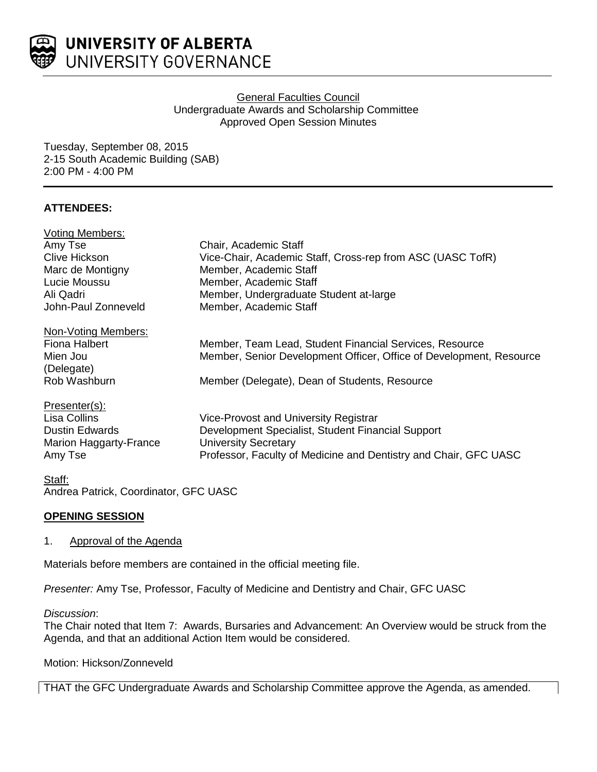**UNIVERSITY OF ALBERTA**
UNIVERSITY GOVERNANCE

General Faculties Council
Undergraduate Awards and Scholarship Committee
Approved Open Session Minutes

Tuesday, September 08, 2015
2-15 South Academic Building (SAB)
2:00 PM - 4:00 PM

**ATTENDEES:**

Voting Members:

| | |
|---|---|
| Amy Tse | Chair, Academic Staff |
| Clive Hickson | Vice-Chair, Academic Staff, Cross-rep from ASC (UASC TofR) |
| Marc de Montigny | Member, Academic Staff |
| Lucie Moussu | Member, Academic Staff |
| Ali Qadri | Member, Undergraduate Student at-large |
| John-Paul Zonneveld | Member, Academic Staff |

Non-Voting Members:

| | |
|---|---|
| Fiona Halbert | Member, Team Lead, Student Financial Services, Resource |
| Mien Jou (Delegate) | Member, Senior Development Officer, Office of Development, Resource |
| Rob Washburn | Member (Delegate), Dean of Students, Resource |

Presenter(s):

| | |
|---|---|
| Lisa Collins | Vice-Provost and University Registrar |
| Dustin Edwards | Development Specialist, Student Financial Support |
| Marion Haggarty-France | University Secretary |
| Amy Tse | Professor, Faculty of Medicine and Dentistry and Chair, GFC UASC |

Staff:
Andrea Patrick, Coordinator, GFC UASC

**OPENING SESSION**

1. Approval of the Agenda

Materials before members are contained in the official meeting file.

*Presenter:* Amy Tse, Professor, Faculty of Medicine and Dentistry and Chair, GFC UASC

*Discussion*:
The Chair noted that Item 7: Awards, Bursaries and Advancement: An Overview would be struck from the Agenda, and that an additional Action Item would be considered.

Motion: Hickson/Zonneveld

THAT the GFC Undergraduate Awards and Scholarship Committee approve the Agenda, as amended.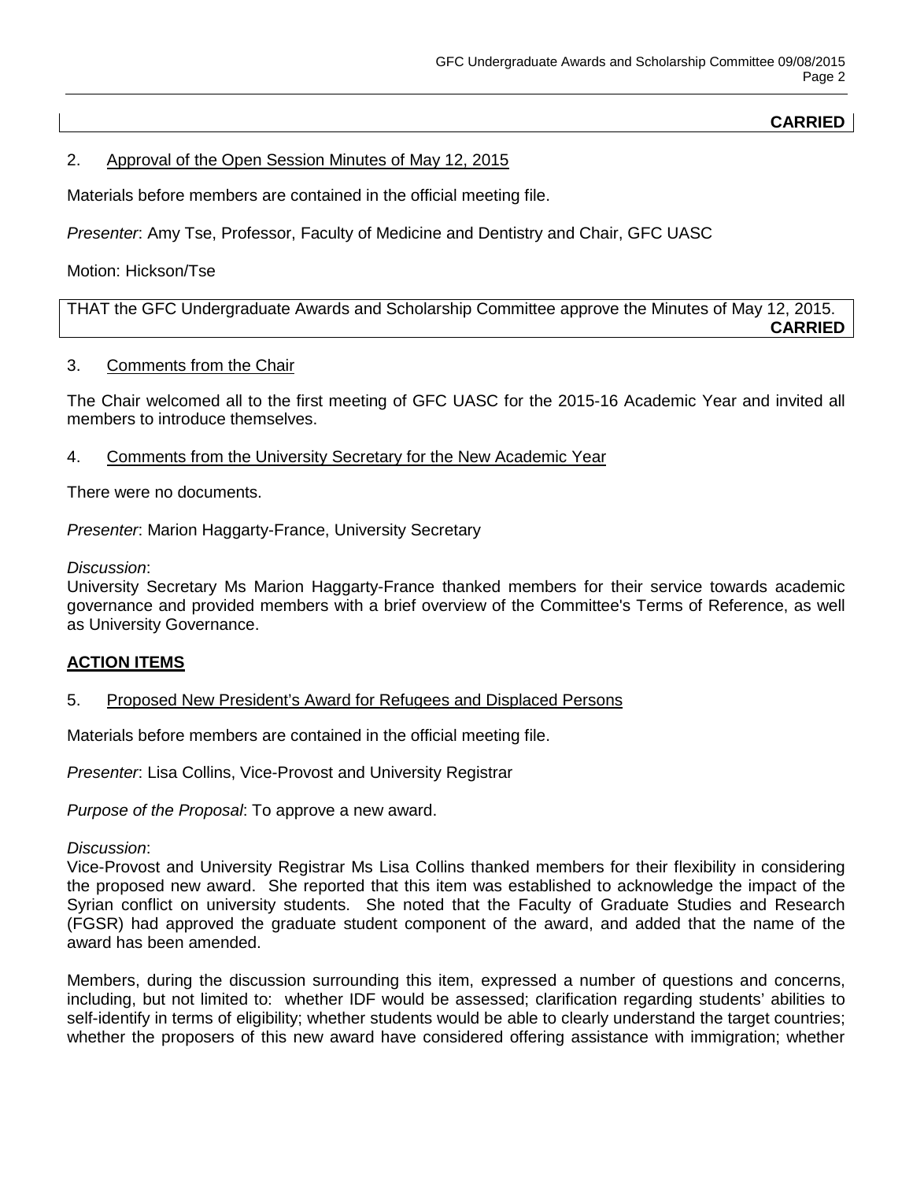**CARRIED**

2. Approval of the Open Session Minutes of May 12, 2015

Materials before members are contained in the official meeting file.

*Presenter*: Amy Tse, Professor, Faculty of Medicine and Dentistry and Chair, GFC UASC

Motion: Hickson/Tse

THAT the GFC Undergraduate Awards and Scholarship Committee approve the Minutes of May 12, 2015.
**CARRIED**

3. Comments from the Chair

The Chair welcomed all to the first meeting of GFC UASC for the 2015-16 Academic Year and invited all members to introduce themselves.

4. Comments from the University Secretary for the New Academic Year

There were no documents.

*Presenter*: Marion Haggarty-France, University Secretary

*Discussion*:
University Secretary Ms Marion Haggarty-France thanked members for their service towards academic governance and provided members with a brief overview of the Committee's Terms of Reference, as well as University Governance.

**ACTION ITEMS**

5. Proposed New President's Award for Refugees and Displaced Persons

Materials before members are contained in the official meeting file.

*Presenter*: Lisa Collins, Vice-Provost and University Registrar

*Purpose of the Proposal*: To approve a new award.

*Discussion*:
Vice-Provost and University Registrar Ms Lisa Collins thanked members for their flexibility in considering the proposed new award. She reported that this item was established to acknowledge the impact of the Syrian conflict on university students. She noted that the Faculty of Graduate Studies and Research (FGSR) had approved the graduate student component of the award, and added that the name of the award has been amended.

Members, during the discussion surrounding this item, expressed a number of questions and concerns, including, but not limited to: whether IDF would be assessed; clarification regarding students' abilities to self-identify in terms of eligibility; whether students would be able to clearly understand the target countries; whether the proposers of this new award have considered offering assistance with immigration; whether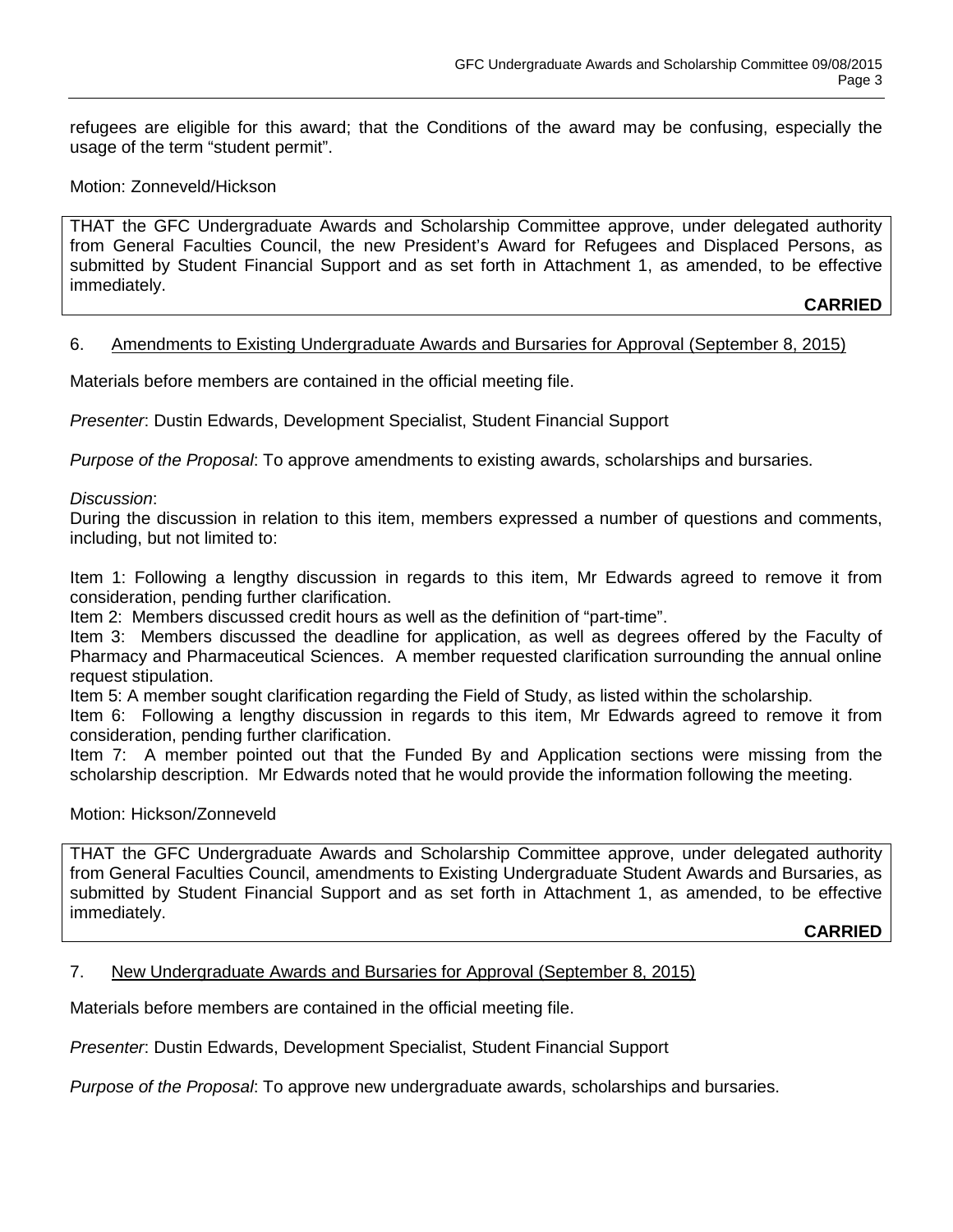refugees are eligible for this award; that the Conditions of the award may be confusing, especially the usage of the term "student permit".

Motion: Zonneveld/Hickson

> THAT the GFC Undergraduate Awards and Scholarship Committee approve, under delegated authority from General Faculties Council, the new President's Award for Refugees and Displaced Persons, as submitted by Student Financial Support and as set forth in Attachment 1, as amended, to be effective immediately.
>
> **CARRIED**

6. Amendments to Existing Undergraduate Awards and Bursaries for Approval (September 8, 2015)

Materials before members are contained in the official meeting file.

*Presenter*: Dustin Edwards, Development Specialist, Student Financial Support

*Purpose of the Proposal*: To approve amendments to existing awards, scholarships and bursaries.

*Discussion*:
During the discussion in relation to this item, members expressed a number of questions and comments, including, but not limited to:

Item 1: Following a lengthy discussion in regards to this item, Mr Edwards agreed to remove it from consideration, pending further clarification.
Item 2: Members discussed credit hours as well as the definition of "part-time".
Item 3: Members discussed the deadline for application, as well as degrees offered by the Faculty of Pharmacy and Pharmaceutical Sciences. A member requested clarification surrounding the annual online request stipulation.
Item 5: A member sought clarification regarding the Field of Study, as listed within the scholarship.
Item 6: Following a lengthy discussion in regards to this item, Mr Edwards agreed to remove it from consideration, pending further clarification.
Item 7: A member pointed out that the Funded By and Application sections were missing from the scholarship description. Mr Edwards noted that he would provide the information following the meeting.

Motion: Hickson/Zonneveld

> THAT the GFC Undergraduate Awards and Scholarship Committee approve, under delegated authority from General Faculties Council, amendments to Existing Undergraduate Student Awards and Bursaries, as submitted by Student Financial Support and as set forth in Attachment 1, as amended, to be effective immediately.
>
> **CARRIED**

7. New Undergraduate Awards and Bursaries for Approval (September 8, 2015)

Materials before members are contained in the official meeting file.

*Presenter*: Dustin Edwards, Development Specialist, Student Financial Support

*Purpose of the Proposal*: To approve new undergraduate awards, scholarships and bursaries.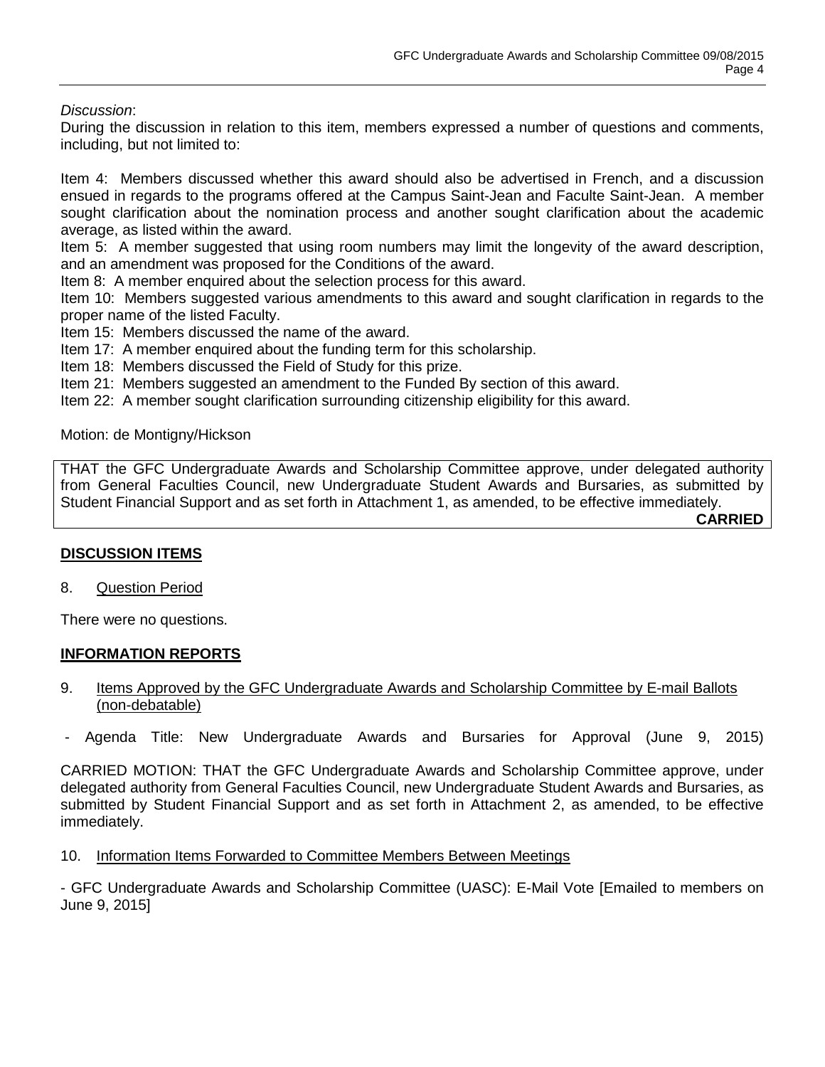*Discussion*:
During the discussion in relation to this item, members expressed a number of questions and comments, including, but not limited to:

Item 4: Members discussed whether this award should also be advertised in French, and a discussion ensued in regards to the programs offered at the Campus Saint-Jean and Faculte Saint-Jean. A member sought clarification about the nomination process and another sought clarification about the academic average, as listed within the award.
Item 5: A member suggested that using room numbers may limit the longevity of the award description, and an amendment was proposed for the Conditions of the award.
Item 8: A member enquired about the selection process for this award.
Item 10: Members suggested various amendments to this award and sought clarification in regards to the proper name of the listed Faculty.
Item 15: Members discussed the name of the award.
Item 17: A member enquired about the funding term for this scholarship.
Item 18: Members discussed the Field of Study for this prize.
Item 21: Members suggested an amendment to the Funded By section of this award.
Item 22: A member sought clarification surrounding citizenship eligibility for this award.

Motion: de Montigny/Hickson

THAT the GFC Undergraduate Awards and Scholarship Committee approve, under delegated authority from General Faculties Council, new Undergraduate Student Awards and Bursaries, as submitted by Student Financial Support and as set forth in Attachment 1, as amended, to be effective immediately.

**CARRIED**

## DISCUSSION ITEMS

8. Question Period

There were no questions.

## INFORMATION REPORTS

9. Items Approved by the GFC Undergraduate Awards and Scholarship Committee by E-mail Ballots (non-debatable)

- Agenda Title: New Undergraduate Awards and Bursaries for Approval (June 9, 2015)

CARRIED MOTION: THAT the GFC Undergraduate Awards and Scholarship Committee approve, under delegated authority from General Faculties Council, new Undergraduate Student Awards and Bursaries, as submitted by Student Financial Support and as set forth in Attachment 2, as amended, to be effective immediately.

10. Information Items Forwarded to Committee Members Between Meetings

- GFC Undergraduate Awards and Scholarship Committee (UASC): E-Mail Vote [Emailed to members on June 9, 2015]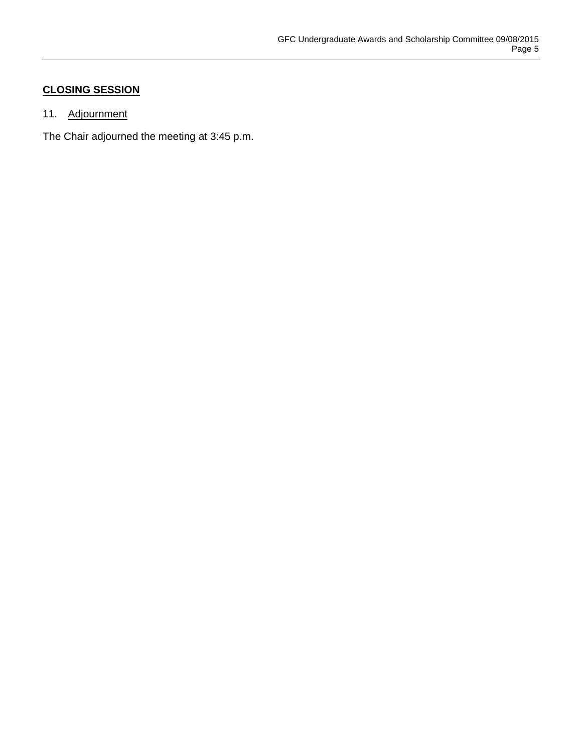**<u>CLOSING SESSION</u>**

11. <u>Adjournment</u>

The Chair adjourned the meeting at 3:45 p.m.